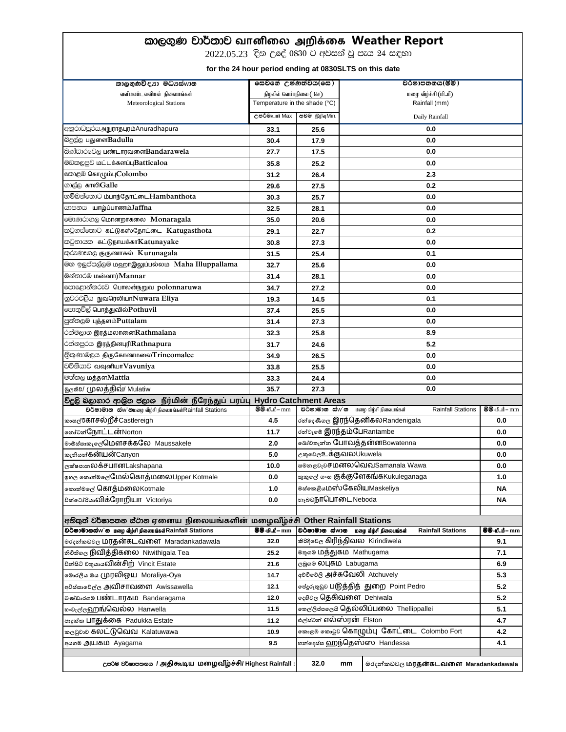# කාලගුණ වාර්තාව வானிலை அறிக்கை Weather Report

2022.05.23 දින උදේ 0830 ට අවසන් වූ පැය 24 සඳහා

**for the 24 hour period ending at 0830SLTS on this date**

| කාලගුණවිද්‍යා මධ්‍යස්ථාන வளிமண்டலவியல் நிலையங்கள் Meteorological Stations | සෙවනේ උෂ්ණත්වය(සෙ) நிழலில் வெப்பநிலை (செ) Temperature in the shade (°C) | | වර්ෂාපතනය(මිමී) மழை வீழ்ச்சி (மி.மீ) Rainfall (mm) |
|---|---|---|---|
| | උපරිම உயர் Max | අවම இழிவு Min. | Daily Rainfall |
| අනුරාධපුරය அநுராதபுரம் Anuradhapura | 33.1 | 25.6 | 0.0 |
| බදුල්ල பதுளை Badulla | 30.4 | 17.9 | 0.0 |
| බණ්ඩාරවෙල பண்டாரவளை Bandarawela | 27.7 | 17.5 | 0.0 |
| මඩකලපුව மட்டக்களப்பு Batticaloa | 35.8 | 25.2 | 0.0 |
| කොළඹ கொழும்பு Colombo | 31.2 | 26.4 | 2.3 |
| ගාල්ල காலி Galle | 29.6 | 27.5 | 0.2 |
| හම්බන්තොට ம்பாந்தோட்டை Hambanthota | 30.3 | 25.7 | 0.0 |
| යාපනය யாழ்ப்பாணம் Jaffna | 32.5 | 28.1 | 0.0 |
| මොණරාගල மொனறாகலை Monaragala | 35.0 | 20.6 | 0.0 |
| කටුගස්තොට கட்டுகஸ்தோட்டை Katugasthota | 29.1 | 22.7 | 0.2 |
| කටුනායක கட்டுநாயக்கா Katunayake | 30.8 | 27.3 | 0.0 |
| කුරුණෑගල குருணாகல் Kurunagala | 31.5 | 25.4 | 0.1 |
| මහ ඉලුප්පල්ලම மஹாஇலுப்பல்லம Maha Illuppallama | 32.7 | 25.6 | 0.0 |
| මන්නාරම மன்னார் Mannar | 31.4 | 28.1 | 0.0 |
| පොළොන්නරුව பொலன்நறுவ polonnaruwa | 34.7 | 27.2 | 0.0 |
| නුවරඑළිය நுவரெலியா Nuwara Eliya | 19.3 | 14.5 | 0.1 |
| පොතුවිල් பொத்துவில் Pothuvil | 37.4 | 25.5 | 0.0 |
| පුත්තලම புத்தளம் Puttalam | 31.4 | 27.3 | 0.0 |
| රත්මලාන இரத்மலானை Rathmalana | 32.3 | 25.8 | 8.9 |
| රත්නපුරය இரத்தினபுரி Rathnapura | 31.7 | 24.6 | 5.2 |
| ත්‍රිකුණාමලය திருகோணமலை Trincomalee | 34.9 | 26.5 | 0.0 |
| වව්නියාව வவுனியா Vavuniya | 33.8 | 25.5 | 0.0 |
| මත්තල மத்தள Mattla | 33.3 | 24.4 | 0.0 |
| මුලතිව්/ முலத்திவ்/ Mulatiw | 35.7 | 27.3 | 0.0 |

## විදුලි බලාගාර ආශ්‍රිත ජලාශ நீர்மின் நீரேந்துப் பரப்பு Hydro Catchment Areas

| වර්ෂාමාන ස්ථාන மழை வீழ்ச்சி நிலையங்கள் Rainfall Stations | මිමී-மி.மீ – mm | වර්ෂාමාන ස්ථාන மழை வீழ்ச்சி நிலையங்கள் Rainfall Stations | මිමී-மி.மீ – mm |
|---|---|---|---|
| කාසල්රී காசல்றீ Castlereigh | 4.5 | රන්දෙණිගල இரந்தெனிகல Randenigala | 0.0 |
| නෝටන් நோட்டன் Norton | 11.7 | රන්ටැඹේ இரந்தம்பே Rantambe | 0.0 |
| මාඕස්සාකැලේ மௌசக்கலே Maussakele | 2.0 | බෝවතැන්න போவத்தன்ன Bowatenna | 0.0 |
| කැනියන් கன்யன் Canyon | 5.0 | උකුවෙල உக்குவல Ukuwela | 0.0 |
| ලක්ෂපාන லக்சபான Lakshapana | 10.0 | සමනළවැව சமனலவெவ Samanala Wawa | 0.0 |
| ඉහළ කොත්මලේ மேல்கொத்மலை Upper Kotmale | 0.0 | කුකුලේ ගඟ குக்குளேகங்க Kukuleganaga | 1.0 |
| කොත්මලේ கொத்மலை Kotmale | 1.0 | මස්කෙළිය மஸ்கேலிய Maskeliya | NA |
| වික්ටෝරියා விக்ரோறியா Victoriya | 0.0 | නෑබඩ நாபொடை Neboda | NA |

## අනිකුත් වර්ෂාපතන ස්ථාන ஏனைய நிலையங்களின் மழைவீழ்ச்சி Other Rainfall Stations

| වර්ෂාමාන ස්ථාන மழை வீழ்ச்சி நிலையங்கள் Rainfall Stations | මිමී-மி.மீ – mm | වර්ෂාමාන ස්ථාන மழை வீழ்ச்சி நிலையங்கள் Rainfall Stations | මිමී-மி.மீ – mm |
|---|---|---|---|
| මරදන්කඩවල மரதன்கடவளை Maradankadawala | 32.0 | කිරිදිවෙල கிரிந்திவல Kirindiwela | 9.1 |
| නිවිතිගල நிவித்திகலை Niwithigala Tea | 25.2 | මතුගම மத்துகம Mathugama | 7.1 |
| වින්සිට් වතුයාය வின்சிற் Vincit Estate | 21.6 | ලබුගම லபுகம Labugama | 6.9 |
| මොරලිය ඔය முரலிஒய Moraliya-Oya | 14.7 | අච්චුවේලි அச்சுவேலி Atchuvely | 5.3 |
| අවිස්සාවේල්ල அவிசாவளை Awissawella | 12.1 | පේදුරුතුඩුව பருத்தித் துறை Point Pedro | 5.2 |
| බණ්ඩාරගම பண்டாரகம Bandaragama | 12.0 | දෙහිවල தெகிவளை Dehiwala | 5.2 |
| හංවැල්ල ஹங்வெல்ல Hanwella | 11.5 | තෙල්ලිප්පලෙයි தெல்லிப்பலை Thellippallei | 5.1 |
| පාදුක්ක பாதுக்கை Padukka Estate | 11.2 | එල්ස්ටන් எல்ஸ்ரன் Elston | 4.7 |
| කලටුවාව கலட்டுவெவ Kalatuwawa | 10.9 | කොළඹ කොටුව கொழும்பு கோட்டை Colombo Fort | 4.2 |
| අයගම அயகம Ayagama | 9.5 | හන්දෙස්ස ஹந்தெஸ்ஸ Handessa | 4.1 |

| උපරිම වර්ෂාපතනය / அதிகூடிய மழைவீழ்ச்சி/ Highest Rainfall : | 32.0 | mm | මරදන්කඩවල மரதன்கடவளை Maradankadawala |
|---|---|---|---|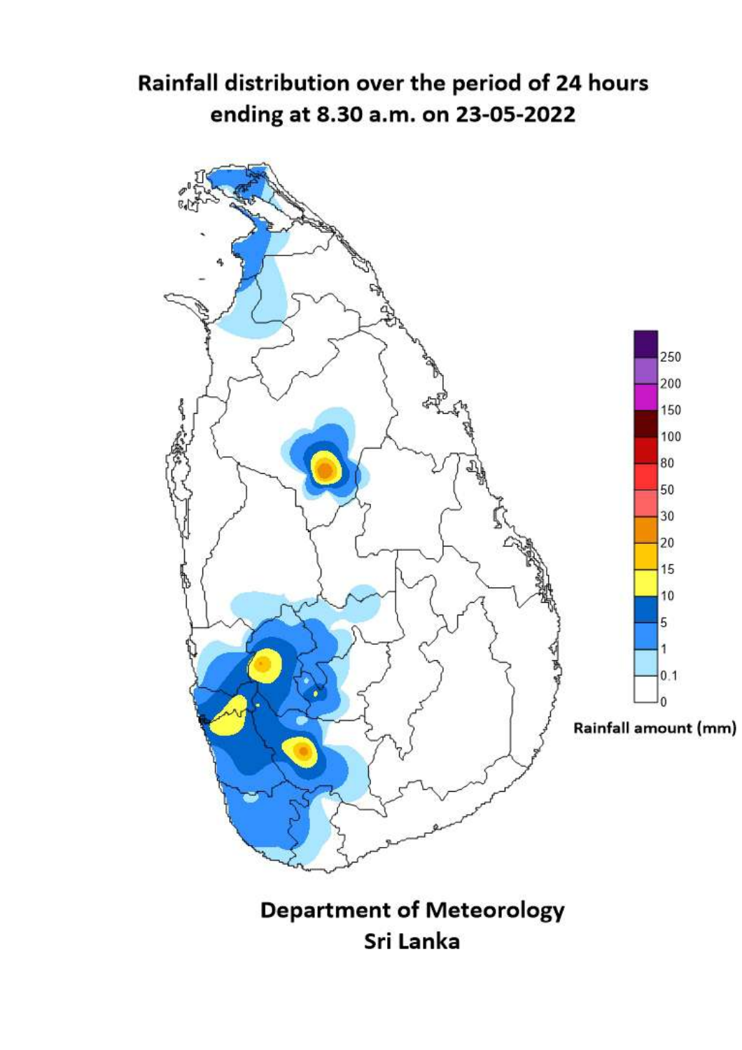# Rainfall distribution over the period of 24 hours ending at 8.30 a.m. on 23-05-2022

250
200
150
100
80
50
30
20
15
10
5
1
0.1
0

Rainfall amount (mm)

**Department of Meteorology**
**Sri Lanka**